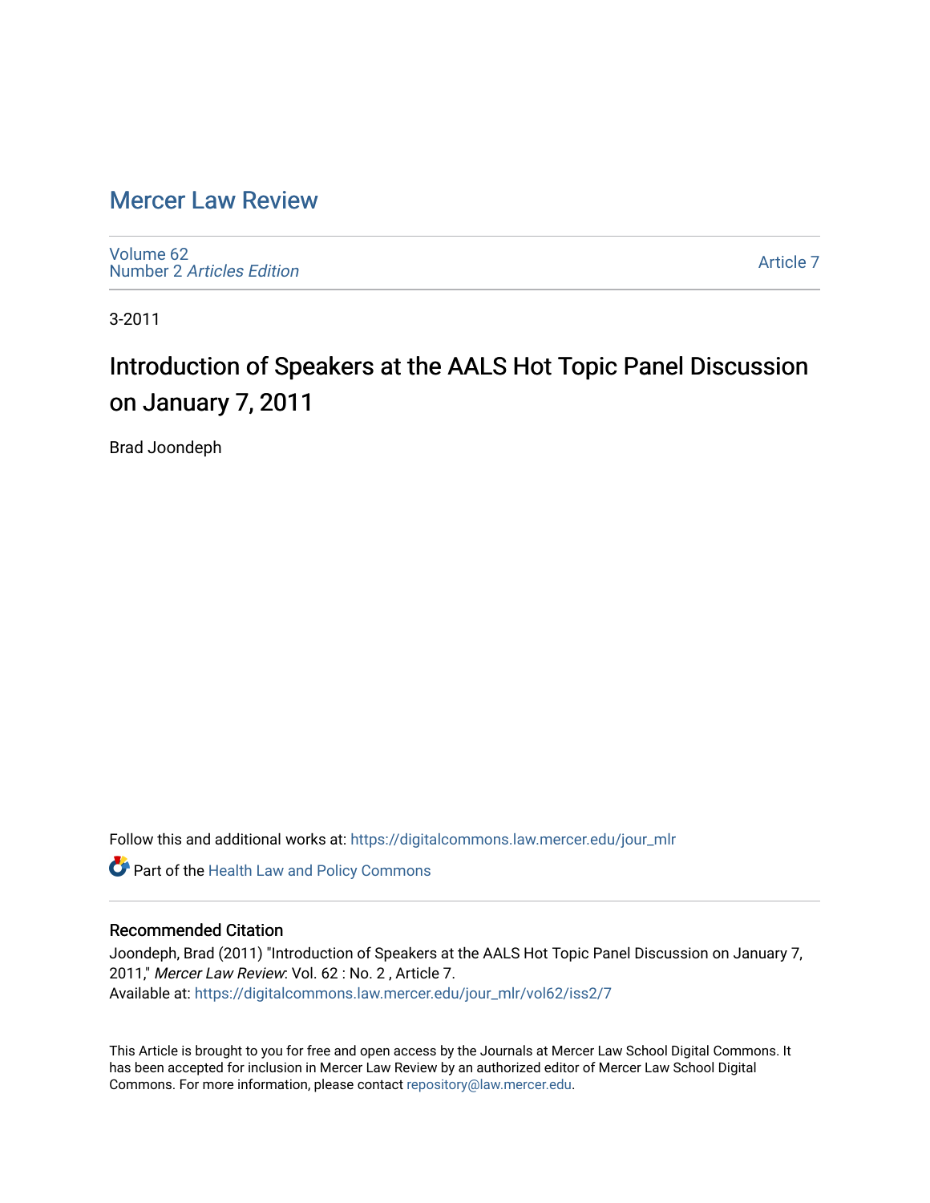# Mercer Law Review

Volume 62
Number 2 *Articles Edition*

Article 7

3-2011

## Introduction of Speakers at the AALS Hot Topic Panel Discussion on January 7, 2011

Brad Joondeph

Follow this and additional works at: https://digitalcommons.law.mercer.edu/jour_mlr

Part of the Health Law and Policy Commons

### Recommended Citation

Joondeph, Brad (2011) "Introduction of Speakers at the AALS Hot Topic Panel Discussion on January 7, 2011," *Mercer Law Review*: Vol. 62 : No. 2 , Article 7.
Available at: https://digitalcommons.law.mercer.edu/jour_mlr/vol62/iss2/7

This Article is brought to you for free and open access by the Journals at Mercer Law School Digital Commons. It has been accepted for inclusion in Mercer Law Review by an authorized editor of Mercer Law School Digital Commons. For more information, please contact repository@law.mercer.edu.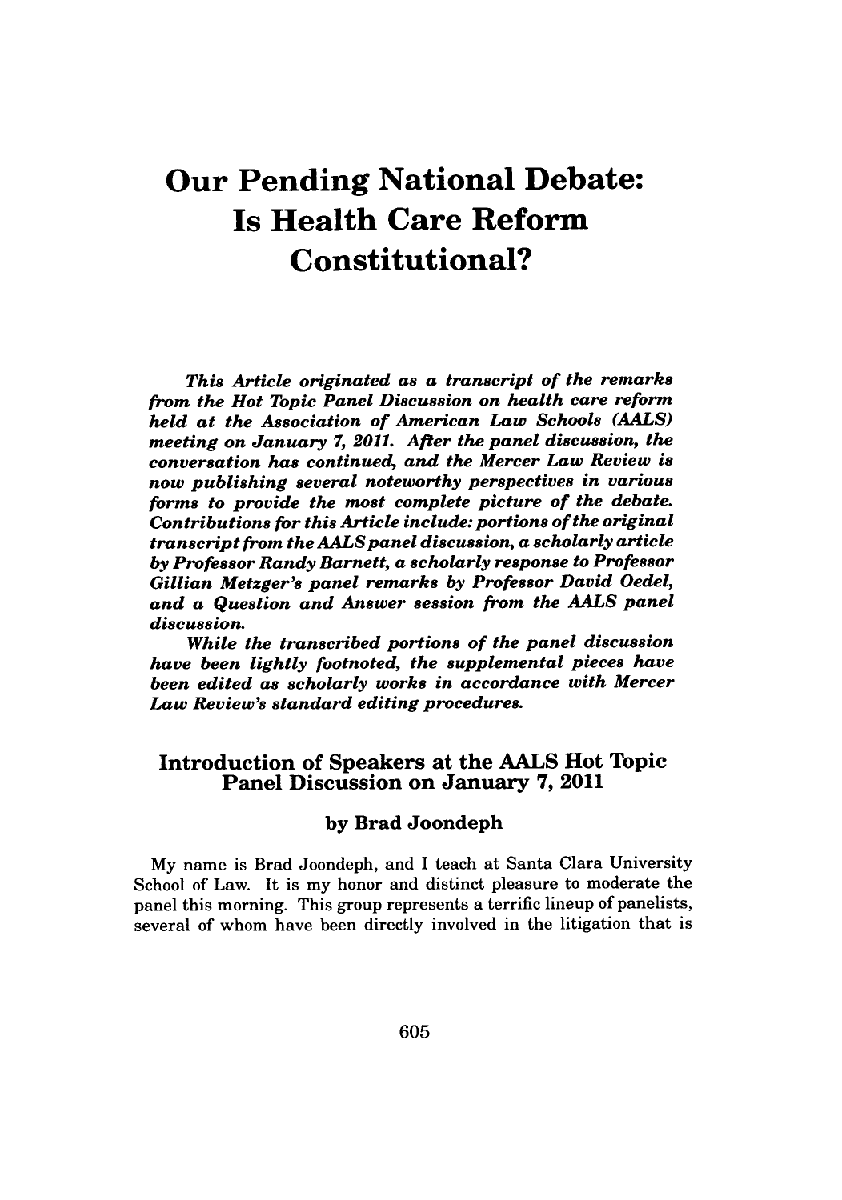# Our Pending National Debate: Is Health Care Reform Constitutional?

*This Article originated as a transcript of the remarks from the Hot Topic Panel Discussion on health care reform held at the Association of American Law Schools (AALS) meeting on January 7, 2011. After the panel discussion, the conversation has continued, and the Mercer Law Review is now publishing several noteworthy perspectives in various forms to provide the most complete picture of the debate. Contributions for this Article include: portions of the original transcript from the AALS panel discussion, a scholarly article by Professor Randy Barnett, a scholarly response to Professor Gillian Metzger's panel remarks by Professor David Oedel, and a Question and Answer session from the AALS panel discussion.*

*While the transcribed portions of the panel discussion have been lightly footnoted, the supplemental pieces have been edited as scholarly works in accordance with Mercer Law Review's standard editing procedures.*

## Introduction of Speakers at the AALS Hot Topic Panel Discussion on January 7, 2011

### by Brad Joondeph

My name is Brad Joondeph, and I teach at Santa Clara University School of Law. It is my honor and distinct pleasure to moderate the panel this morning. This group represents a terrific lineup of panelists, several of whom have been directly involved in the litigation that is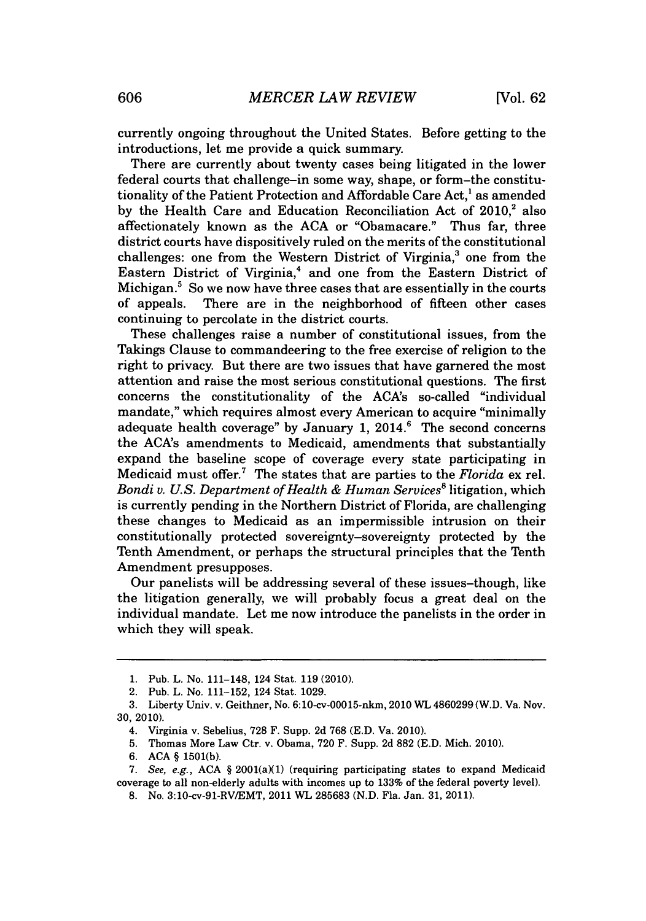currently ongoing throughout the United States. Before getting to the introductions, let me provide a quick summary.

There are currently about twenty cases being litigated in the lower federal courts that challenge–in some way, shape, or form–the constitutionality of the Patient Protection and Affordable Care Act,[1] as amended by the Health Care and Education Reconciliation Act of 2010,[2] also affectionately known as the ACA or "Obamacare." Thus far, three district courts have dispositively ruled on the merits of the constitutional challenges: one from the Western District of Virginia,[3] one from the Eastern District of Virginia,[4] and one from the Eastern District of Michigan.[5] So we now have three cases that are essentially in the courts of appeals. There are in the neighborhood of fifteen other cases continuing to percolate in the district courts.

These challenges raise a number of constitutional issues, from the Takings Clause to commandeering to the free exercise of religion to the right to privacy. But there are two issues that have garnered the most attention and raise the most serious constitutional questions. The first concerns the constitutionality of the ACA's so-called "individual mandate," which requires almost every American to acquire "minimally adequate health coverage" by January 1, 2014.[6] The second concerns the ACA's amendments to Medicaid, amendments that substantially expand the baseline scope of coverage every state participating in Medicaid must offer.[7] The states that are parties to the *Florida* ex rel. *Bondi v. U.S. Department of Health & Human Services*[8] litigation, which is currently pending in the Northern District of Florida, are challenging these changes to Medicaid as an impermissible intrusion on their constitutionally protected sovereignty–sovereignty protected by the Tenth Amendment, or perhaps the structural principles that the Tenth Amendment presupposes.

Our panelists will be addressing several of these issues–though, like the litigation generally, we will probably focus a great deal on the individual mandate. Let me now introduce the panelists in the order in which they will speak.

---

1. Pub. L. No. 111-148, 124 Stat. 119 (2010).

2. Pub. L. No. 111-152, 124 Stat. 1029.

3. Liberty Univ. v. Geithner, No. 6:10-cv-00015-nkm, 2010 WL 4860299 (W.D. Va. Nov. 30, 2010).

4. Virginia v. Sebelius, 728 F. Supp. 2d 768 (E.D. Va. 2010).

5. Thomas More Law Ctr. v. Obama, 720 F. Supp. 2d 882 (E.D. Mich. 2010).

6. ACA § 1501(b).

7. *See, e.g.*, ACA § 2001(a)(1) (requiring participating states to expand Medicaid coverage to all non-elderly adults with incomes up to 133% of the federal poverty level).

8. No. 3:10-cv-91-RV/EMT, 2011 WL 285683 (N.D. Fla. Jan. 31, 2011).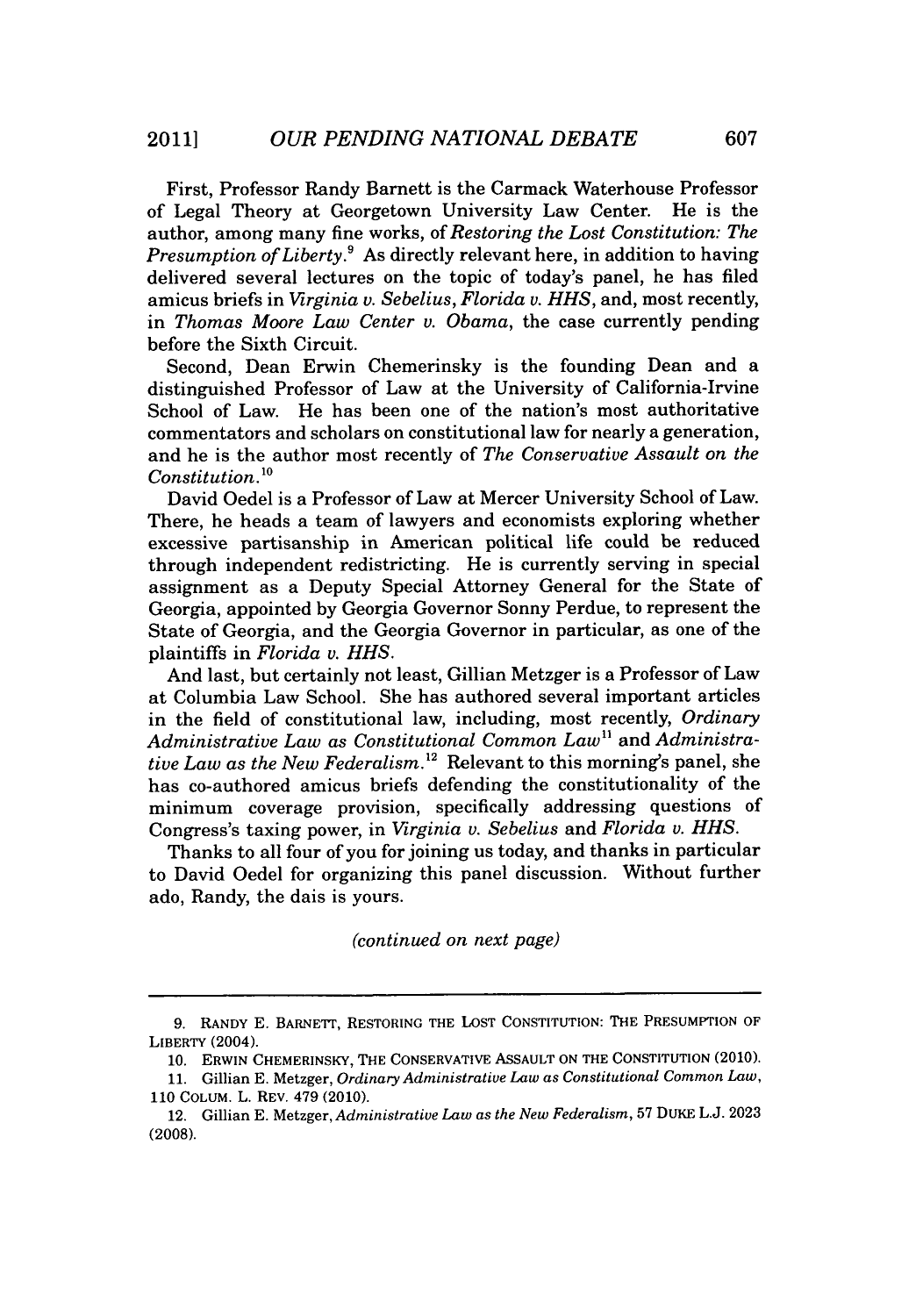First, Professor Randy Barnett is the Carmack Waterhouse Professor of Legal Theory at Georgetown University Law Center. He is the author, among many fine works, of *Restoring the Lost Constitution: The Presumption of Liberty*.[9] As directly relevant here, in addition to having delivered several lectures on the topic of today's panel, he has filed amicus briefs in *Virginia v. Sebelius*, *Florida v. HHS*, and, most recently, in *Thomas Moore Law Center v. Obama*, the case currently pending before the Sixth Circuit.

Second, Dean Erwin Chemerinsky is the founding Dean and a distinguished Professor of Law at the University of California-Irvine School of Law. He has been one of the nation's most authoritative commentators and scholars on constitutional law for nearly a generation, and he is the author most recently of *The Conservative Assault on the Constitution*.[10]

David Oedel is a Professor of Law at Mercer University School of Law. There, he heads a team of lawyers and economists exploring whether excessive partisanship in American political life could be reduced through independent redistricting. He is currently serving in special assignment as a Deputy Special Attorney General for the State of Georgia, appointed by Georgia Governor Sonny Perdue, to represent the State of Georgia, and the Georgia Governor in particular, as one of the plaintiffs in *Florida v. HHS*.

And last, but certainly not least, Gillian Metzger is a Professor of Law at Columbia Law School. She has authored several important articles in the field of constitutional law, including, most recently, *Ordinary Administrative Law as Constitutional Common Law*[11] and *Administrative Law as the New Federalism*.[12] Relevant to this morning's panel, she has co-authored amicus briefs defending the constitutionality of the minimum coverage provision, specifically addressing questions of Congress's taxing power, in *Virginia v. Sebelius* and *Florida v. HHS*.

Thanks to all four of you for joining us today, and thanks in particular to David Oedel for organizing this panel discussion. Without further ado, Randy, the dais is yours.

*(continued on next page)*

---

9. RANDY E. BARNETT, RESTORING THE LOST CONSTITUTION: THE PRESUMPTION OF LIBERTY (2004).

10. ERWIN CHEMERINSKY, THE CONSERVATIVE ASSAULT ON THE CONSTITUTION (2010).

11. Gillian E. Metzger, *Ordinary Administrative Law as Constitutional Common Law*, 110 COLUM. L. REV. 479 (2010).

12. Gillian E. Metzger, *Administrative Law as the New Federalism*, 57 DUKE L.J. 2023 (2008).